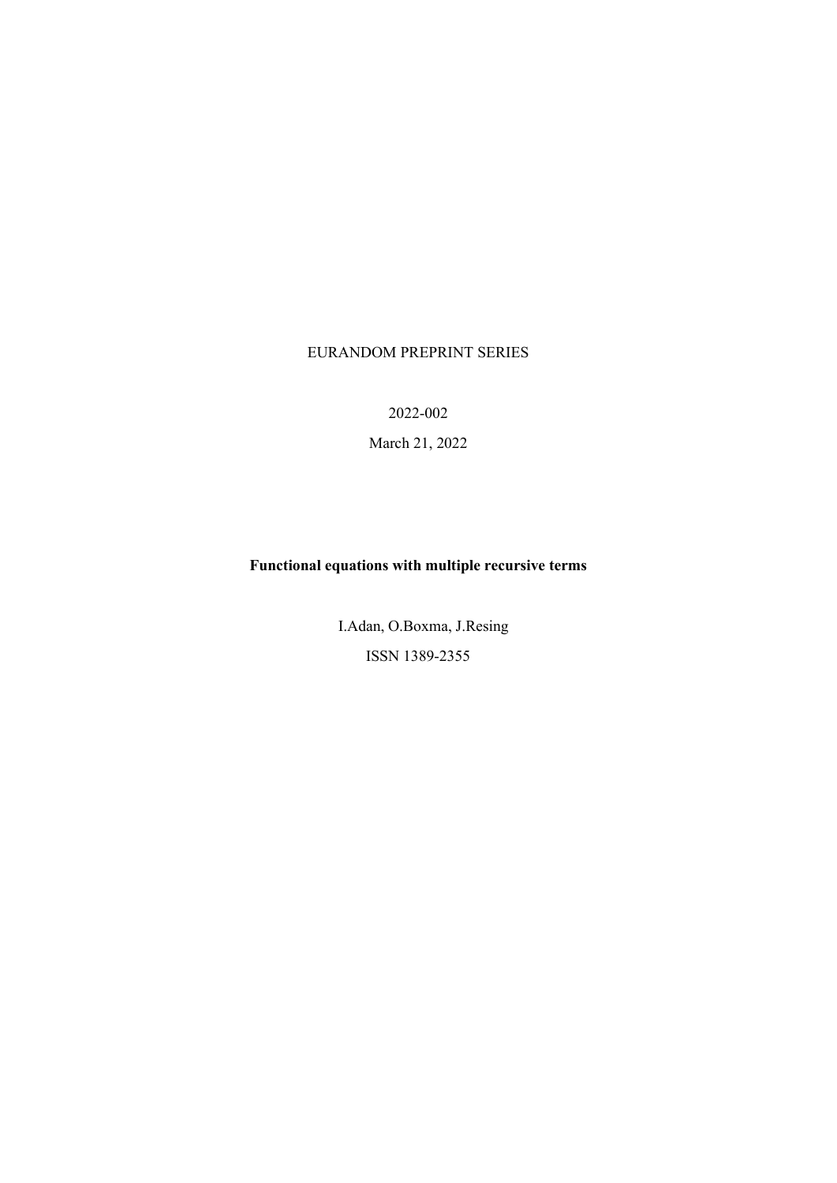EURANDOM PREPRINT SERIES

2022-002

March 21, 2022

**Functional equations with multiple recursive terms**

I.Adan, O.Boxma, J.Resing

ISSN 1389-2355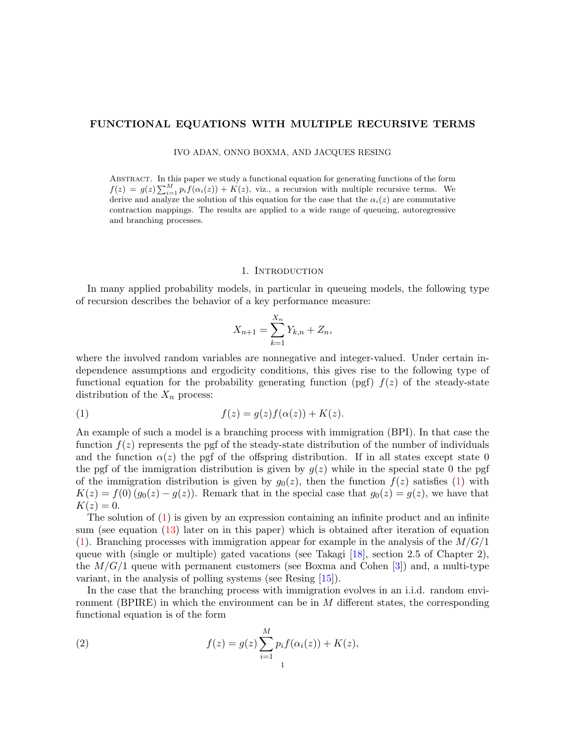# FUNCTIONAL EQUATIONS WITH MULTIPLE RECURSIVE TERMS

IVO ADAN, ONNO BOXMA, AND JACQUES RESING

Abstract. In this paper we study a functional equation for generating functions of the form $f(z) = g(z)\sum_{i=1}^{M} p_i f(\alpha_i(z)) + K(z)$, viz., a recursion with multiple recursive terms. We derive and analyze the solution of this equation for the case that the $\alpha_i(z)$ are commutative contraction mappings. The results are applied to a wide range of queueing, autoregressive and branching processes.

## 1. Introduction

In many applied probability models, in particular in queueing models, the following type of recursion describes the behavior of a key performance measure:

$$X_{n+1} = \sum_{k=1}^{X_n} Y_{k,n} + Z_n,$$

where the involved random variables are nonnegative and integer-valued. Under certain independence assumptions and ergodicity conditions, this gives rise to the following type of functional equation for the probability generating function (pgf) $f(z)$ of the steady-state distribution of the $X_n$ process:

$$f(z) = g(z)f(\alpha(z)) + K(z). \tag{1}$$

An example of such a model is a branching process with immigration (BPI). In that case the function $f(z)$ represents the pgf of the steady-state distribution of the number of individuals and the function $\alpha(z)$ the pgf of the offspring distribution. If in all states except state 0 the pgf of the immigration distribution is given by $g(z)$ while in the special state 0 the pgf of the immigration distribution is given by $g_0(z)$, then the function $f(z)$ satisfies (1) with $K(z) = f(0)\,(g_0(z) - g(z))$. Remark that in the special case that $g_0(z) = g(z)$, we have that $K(z) = 0$.

The solution of (1) is given by an expression containing an infinite product and an infinite sum (see equation (13) later on in this paper) which is obtained after iteration of equation (1). Branching processes with immigration appear for example in the analysis of the $M/G/1$ queue with (single or multiple) gated vacations (see Takagi [18], section 2.5 of Chapter 2), the $M/G/1$ queue with permanent customers (see Boxma and Cohen [3]) and, a multi-type variant, in the analysis of polling systems (see Resing [15]).

In the case that the branching process with immigration evolves in an i.i.d. random environment (BPIRE) in which the environment can be in $M$ different states, the corresponding functional equation is of the form

$$f(z) = g(z)\sum_{i=1}^{M} p_i f(\alpha_i(z)) + K(z), \tag{2}$$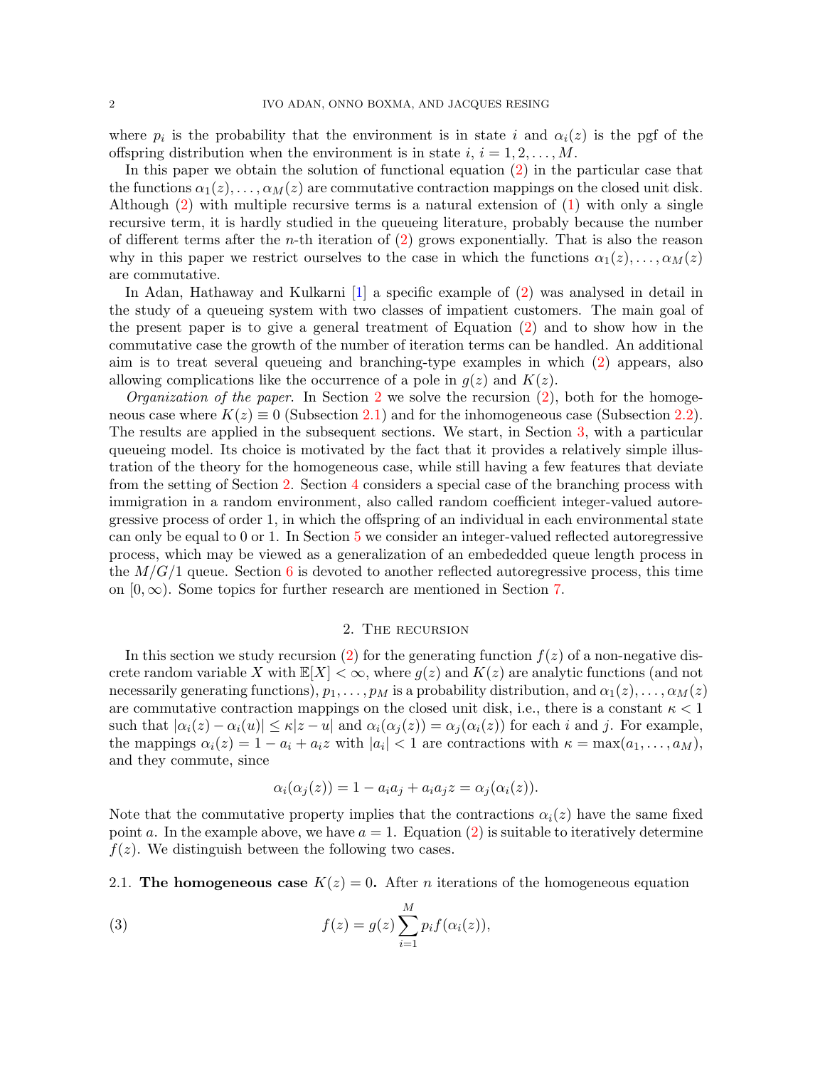where $p_i$ is the probability that the environment is in state $i$ and $\alpha_i(z)$ is the pgf of the offspring distribution when the environment is in state $i$, $i = 1, 2, \ldots, M$.

In this paper we obtain the solution of functional equation (2) in the particular case that the functions $\alpha_1(z), \ldots, \alpha_M(z)$ are commutative contraction mappings on the closed unit disk. Although (2) with multiple recursive terms is a natural extension of (1) with only a single recursive term, it is hardly studied in the queueing literature, probably because the number of different terms after the $n$-th iteration of (2) grows exponentially. That is also the reason why in this paper we restrict ourselves to the case in which the functions $\alpha_1(z), \ldots, \alpha_M(z)$ are commutative.

In Adan, Hathaway and Kulkarni [1] a specific example of (2) was analysed in detail in the study of a queueing system with two classes of impatient customers. The main goal of the present paper is to give a general treatment of Equation (2) and to show how in the commutative case the growth of the number of iteration terms can be handled. An additional aim is to treat several queueing and branching-type examples in which (2) appears, also allowing complications like the occurrence of a pole in $g(z)$ and $K(z)$.

*Organization of the paper.* In Section 2 we solve the recursion (2), both for the homogeneous case where $K(z) \equiv 0$ (Subsection 2.1) and for the inhomogeneous case (Subsection 2.2). The results are applied in the subsequent sections. We start, in Section 3, with a particular queueing model. Its choice is motivated by the fact that it provides a relatively simple illustration of the theory for the homogeneous case, while still having a few features that deviate from the setting of Section 2. Section 4 considers a special case of the branching process with immigration in a random environment, also called random coefficient integer-valued autoregressive process of order 1, in which the offspring of an individual in each environmental state can only be equal to 0 or 1. In Section 5 we consider an integer-valued reflected autoregressive process, which may be viewed as a generalization of an embededded queue length process in the $M/G/1$ queue. Section 6 is devoted to another reflected autoregressive process, this time on $[0, \infty)$. Some topics for further research are mentioned in Section 7.

## 2. The recursion

In this section we study recursion (2) for the generating function $f(z)$ of a non-negative discrete random variable $X$ with $\mathbb{E}[X] < \infty$, where $g(z)$ and $K(z)$ are analytic functions (and not necessarily generating functions), $p_1, \ldots, p_M$ is a probability distribution, and $\alpha_1(z), \ldots, \alpha_M(z)$ are commutative contraction mappings on the closed unit disk, i.e., there is a constant $\kappa < 1$ such that $|\alpha_i(z) - \alpha_i(u)| \leq \kappa |z - u|$ and $\alpha_i(\alpha_j(z)) = \alpha_j(\alpha_i(z))$ for each $i$ and $j$. For example, the mappings $\alpha_i(z) = 1 - a_i + a_i z$ with $|a_i| < 1$ are contractions with $\kappa = \max(a_1, \ldots, a_M)$, and they commute, since

$$\alpha_i(\alpha_j(z)) = 1 - a_i a_j + a_i a_j z = \alpha_j(\alpha_i(z)).$$

Note that the commutative property implies that the contractions $\alpha_i(z)$ have the same fixed point $a$. In the example above, we have $a = 1$. Equation (2) is suitable to iteratively determine $f(z)$. We distinguish between the following two cases.

### 2.1. The homogeneous case $K(z) = 0$.

After $n$ iterations of the homogeneous equation

$$f(z) = g(z) \sum_{i=1}^{M} p_i f(\alpha_i(z)), \tag{3}$$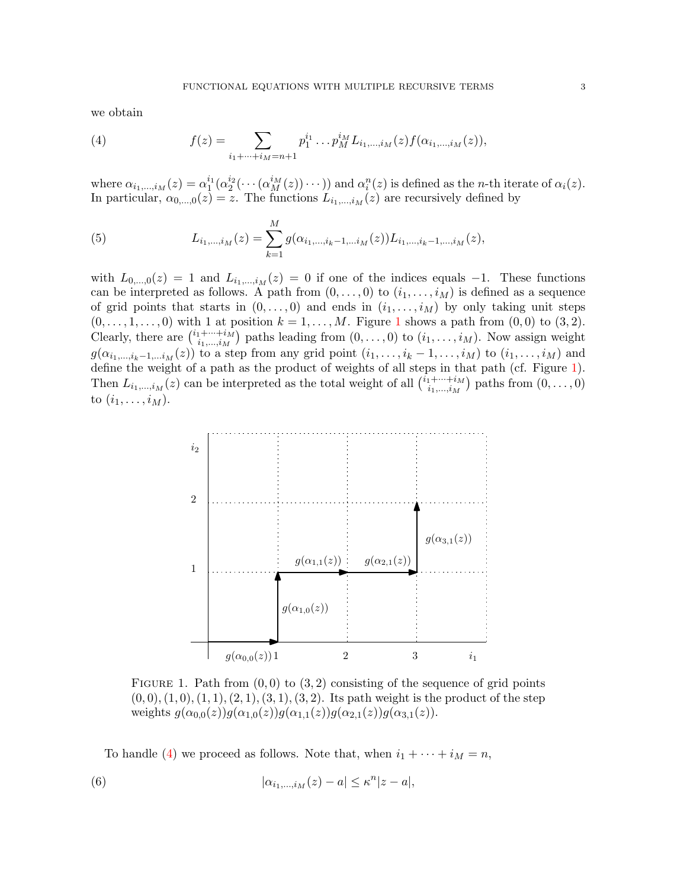we obtain

$$f(z) = \sum_{i_1+\cdots+i_M=n+1} p_1^{i_1} \dots p_M^{i_M} L_{i_1,\dots,i_M}(z) f(\alpha_{i_1,\dots,i_M}(z)), \tag{4}$$

where $\alpha_{i_1,\dots,i_M}(z) = \alpha_1^{i_1}(\alpha_2^{i_2}(\cdots(\alpha_M^{i_M}(z))\cdots))$ and $\alpha_i^n(z)$ is defined as the $n$-th iterate of $\alpha_i(z)$. In particular, $\alpha_{0,\dots,0}(z) = z$. The functions $L_{i_1,\dots,i_M}(z)$ are recursively defined by

$$L_{i_1,\dots,i_M}(z) = \sum_{k=1}^{M} g(\alpha_{i_1,\dots,i_k-1,\dots i_M}(z)) L_{i_1,\dots,i_k-1,\dots,i_M}(z), \tag{5}$$

with $L_{0,\dots,0}(z) = 1$ and $L_{i_1,\dots,i_M}(z) = 0$ if one of the indices equals $-1$. These functions can be interpreted as follows. A path from $(0,\dots,0)$ to $(i_1,\dots,i_M)$ is defined as a sequence of grid points that starts in $(0,\dots,0)$ and ends in $(i_1,\dots,i_M)$ by only taking unit steps $(0,\dots,1,\dots,0)$ with 1 at position $k = 1,\dots,M$. Figure 1 shows a path from $(0,0)$ to $(3,2)$. Clearly, there are $\binom{i_1+\cdots+i_M}{i_1,\dots,i_M}$ paths leading from $(0,\dots,0)$ to $(i_1,\dots,i_M)$. Now assign weight $g(\alpha_{i_1,\dots,i_k-1,\dots i_M}(z))$ to a step from any grid point $(i_1,\dots,i_k-1,\dots,i_M)$ to $(i_1,\dots,i_M)$ and define the weight of a path as the product of weights of all steps in that path (cf. Figure 1). Then $L_{i_1,\dots,i_M}(z)$ can be interpreted as the total weight of all $\binom{i_1+\cdots+i_M}{i_1,\dots,i_M}$ paths from $(0,\dots,0)$ to $(i_1,\dots,i_M)$.

FIGURE 1. Path from $(0,0)$ to $(3,2)$ consisting of the sequence of grid points $(0,0),(1,0),(1,1),(2,1),(3,1),(3,2)$. Its path weight is the product of the step weights $g(\alpha_{0,0}(z))g(\alpha_{1,0}(z))g(\alpha_{1,1}(z))g(\alpha_{2,1}(z))g(\alpha_{3,1}(z))$.

To handle (4) we proceed as follows. Note that, when $i_1+\cdots+i_M = n$,

$$|\alpha_{i_1,\dots,i_M}(z) - a| \le \kappa^n |z - a|, \tag{6}$$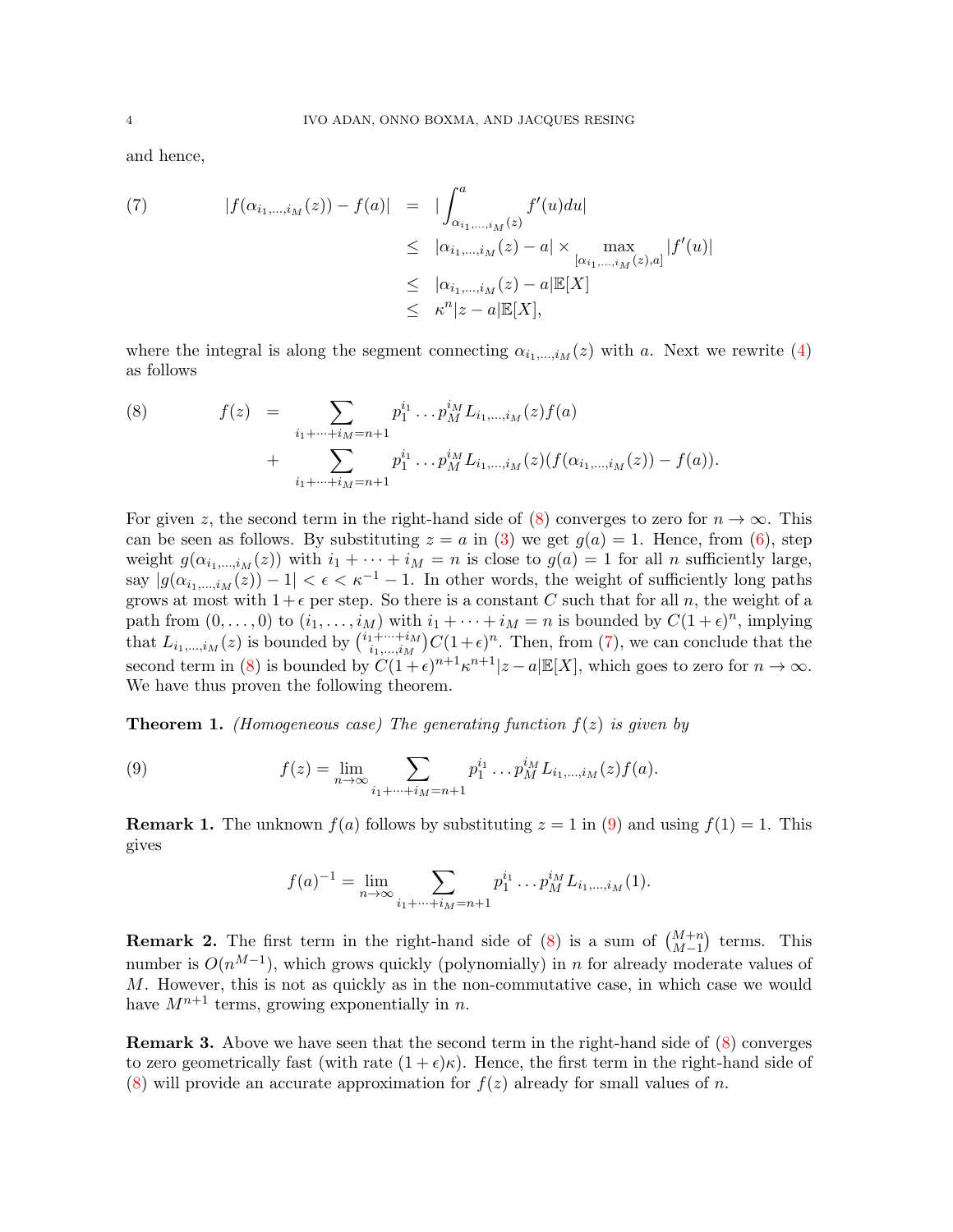and hence,

$$
\begin{aligned}
(7) \qquad |f(\alpha_{i_1,\dots,i_M}(z)) - f(a)| &= |\int_{\alpha_{i_1,\dots,i_M}(z)}^{a} f'(u)du| \\
&\leq |\alpha_{i_1,\dots,i_M}(z) - a| \times \max_{[\alpha_{i_1,\dots,i_M}(z),a]} |f'(u)| \\
&\leq |\alpha_{i_1,\dots,i_M}(z) - a| \mathbb{E}[X] \\
&\leq \kappa^n |z - a| \mathbb{E}[X],
\end{aligned}
$$

where the integral is along the segment connecting $\alpha_{i_1,\dots,i_M}(z)$ with $a$. Next we rewrite (4) as follows

$$
\begin{aligned}
(8) \qquad f(z) &= \sum_{i_1+\cdots+i_M=n+1} p_1^{i_1} \dots p_M^{i_M} L_{i_1,\dots,i_M}(z) f(a) \\
&+ \sum_{i_1+\cdots+i_M=n+1} p_1^{i_1} \dots p_M^{i_M} L_{i_1,\dots,i_M}(z)(f(\alpha_{i_1,\dots,i_M}(z)) - f(a)).
\end{aligned}
$$

For given $z$, the second term in the right-hand side of (8) converges to zero for $n \to \infty$. This can be seen as follows. By substituting $z = a$ in (3) we get $g(a) = 1$. Hence, from (6), step weight $g(\alpha_{i_1,\dots,i_M}(z))$ with $i_1 + \cdots + i_M = n$ is close to $g(a) = 1$ for all $n$ sufficiently large, say $|g(\alpha_{i_1,\dots,i_M}(z)) - 1| < \epsilon < \kappa^{-1} - 1$. In other words, the weight of sufficiently long paths grows at most with $1+\epsilon$ per step. So there is a constant $C$ such that for all $n$, the weight of a path from $(0, \dots, 0)$ to $(i_1, \dots, i_M)$ with $i_1 + \cdots + i_M = n$ is bounded by $C(1+\epsilon)^n$, implying that $L_{i_1,\dots,i_M}(z)$ is bounded by $\binom{i_1+\cdots+i_M}{i_1,\dots,i_M} C(1+\epsilon)^n$. Then, from (7), we can conclude that the second term in (8) is bounded by $C(1+\epsilon)^{n+1}\kappa^{n+1}|z-a|\mathbb{E}[X]$, which goes to zero for $n \to \infty$. We have thus proven the following theorem.

**Theorem 1.** *(Homogeneous case) The generating function $f(z)$ is given by*

$$
(9) \qquad f(z) = \lim_{n\to\infty} \sum_{i_1+\cdots+i_M=n+1} p_1^{i_1} \dots p_M^{i_M} L_{i_1,\dots,i_M}(z) f(a).
$$

**Remark 1.** The unknown $f(a)$ follows by substituting $z = 1$ in (9) and using $f(1) = 1$. This gives

$$
f(a)^{-1} = \lim_{n\to\infty} \sum_{i_1+\cdots+i_M=n+1} p_1^{i_1} \dots p_M^{i_M} L_{i_1,\dots,i_M}(1).
$$

**Remark 2.** The first term in the right-hand side of (8) is a sum of $\binom{M+n}{M-1}$ terms. This number is $O(n^{M-1})$, which grows quickly (polynomially) in $n$ for already moderate values of $M$. However, this is not as quickly as in the non-commutative case, in which case we would have $M^{n+1}$ terms, growing exponentially in $n$.

**Remark 3.** Above we have seen that the second term in the right-hand side of (8) converges to zero geometrically fast (with rate $(1+\epsilon)\kappa$). Hence, the first term in the right-hand side of (8) will provide an accurate approximation for $f(z)$ already for small values of $n$.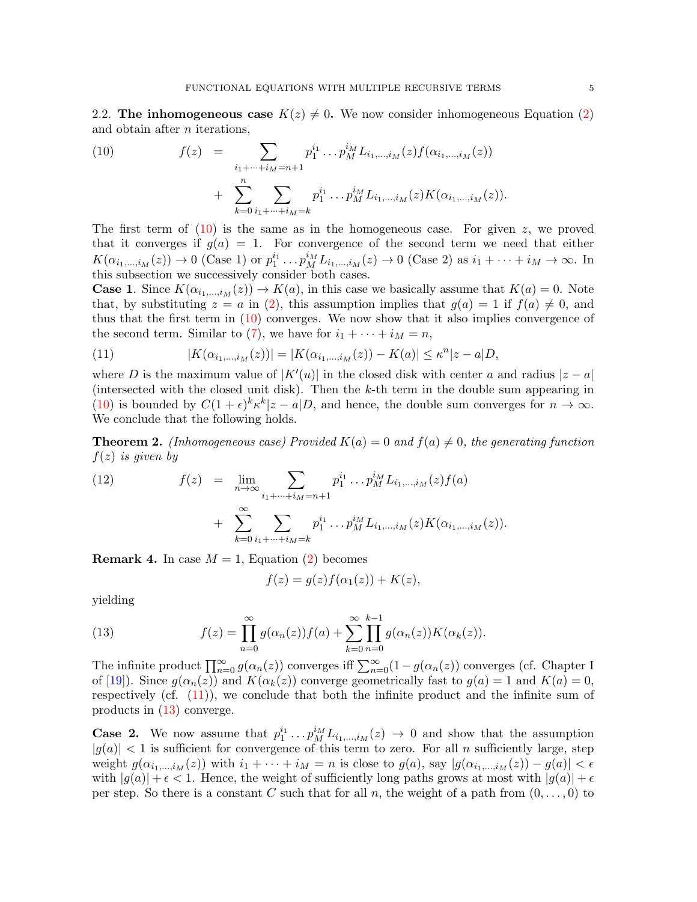2.2. **The inhomogeneous case** $K(z) \neq 0$. We now consider inhomogeneous Equation (2) and obtain after $n$ iterations,

$$
\begin{aligned}
f(z) &= \sum_{i_1+\cdots+i_M=n+1} p_1^{i_1}\dots p_M^{i_M} L_{i_1,\dots,i_M}(z) f(\alpha_{i_1,\dots,i_M}(z)) \\
&\quad + \sum_{k=0}^{n} \sum_{i_1+\cdots+i_M=k} p_1^{i_1}\dots p_M^{i_M} L_{i_1,\dots,i_M}(z) K(\alpha_{i_1,\dots,i_M}(z)).
\end{aligned} \tag{10}
$$

The first term of (10) is the same as in the homogeneous case. For given $z$, we proved that it converges if $g(a) = 1$. For convergence of the second term we need that either $K(\alpha_{i_1,\dots,i_M}(z)) \to 0$ (Case 1) or $p_1^{i_1}\dots p_M^{i_M} L_{i_1,\dots,i_M}(z) \to 0$ (Case 2) as $i_1 + \cdots + i_M \to \infty$. In this subsection we successively consider both cases.

**Case 1**. Since $K(\alpha_{i_1,\dots,i_M}(z)) \to K(a)$, in this case we basically assume that $K(a) = 0$. Note that, by substituting $z = a$ in (2), this assumption implies that $g(a) = 1$ if $f(a) \neq 0$, and thus that the first term in (10) converges. We now show that it also implies convergence of the second term. Similar to (7), we have for $i_1 + \cdots + i_M = n$,

$$
|K(\alpha_{i_1,\dots,i_M}(z))| = |K(\alpha_{i_1,\dots,i_M}(z)) - K(a)| \leq \kappa^n |z - a| D, \tag{11}
$$

where $D$ is the maximum value of $|K'(u)|$ in the closed disk with center $a$ and radius $|z - a|$ (intersected with the closed unit disk). Then the $k$-th term in the double sum appearing in (10) is bounded by $C(1+\epsilon)^k \kappa^k |z-a| D$, and hence, the double sum converges for $n \to \infty$. We conclude that the following holds.

**Theorem 2.** *(Inhomogeneous case) Provided $K(a) = 0$ and $f(a) \neq 0$, the generating function $f(z)$ is given by*

$$
\begin{aligned}
f(z) &= \lim_{n\to\infty} \sum_{i_1+\cdots+i_M=n+1} p_1^{i_1}\dots p_M^{i_M} L_{i_1,\dots,i_M}(z) f(a) \\
&\quad + \sum_{k=0}^{\infty} \sum_{i_1+\cdots+i_M=k} p_1^{i_1}\dots p_M^{i_M} L_{i_1,\dots,i_M}(z) K(\alpha_{i_1,\dots,i_M}(z)).
\end{aligned} \tag{12}
$$

**Remark 4.** In case $M = 1$, Equation (2) becomes

$$
f(z) = g(z) f(\alpha_1(z)) + K(z),
$$

yielding

$$
f(z) = \prod_{n=0}^{\infty} g(\alpha_n(z)) f(a) + \sum_{k=0}^{\infty} \prod_{n=0}^{k-1} g(\alpha_n(z)) K(\alpha_k(z)). \tag{13}
$$

The infinite product $\prod_{n=0}^{\infty} g(\alpha_n(z))$ converges iff $\sum_{n=0}^{\infty}(1 - g(\alpha_n(z))$ converges (cf. Chapter I of [19]). Since $g(\alpha_n(z))$ and $K(\alpha_k(z))$ converge geometrically fast to $g(a) = 1$ and $K(a) = 0$, respectively (cf. (11)), we conclude that both the infinite product and the infinite sum of products in (13) converge.

**Case 2.** We now assume that $p_1^{i_1}\dots p_M^{i_M} L_{i_1,\dots,i_M}(z) \to 0$ and show that the assumption $|g(a)| < 1$ is sufficient for convergence of this term to zero. For all $n$ sufficiently large, step weight $g(\alpha_{i_1,\dots,i_M}(z))$ with $i_1 + \cdots + i_M = n$ is close to $g(a)$, say $|g(\alpha_{i_1,\dots,i_M}(z)) - g(a)| < \epsilon$ with $|g(a)| + \epsilon < 1$. Hence, the weight of sufficiently long paths grows at most with $|g(a)| + \epsilon$ per step. So there is a constant $C$ such that for all $n$, the weight of a path from $(0, \dots, 0)$ to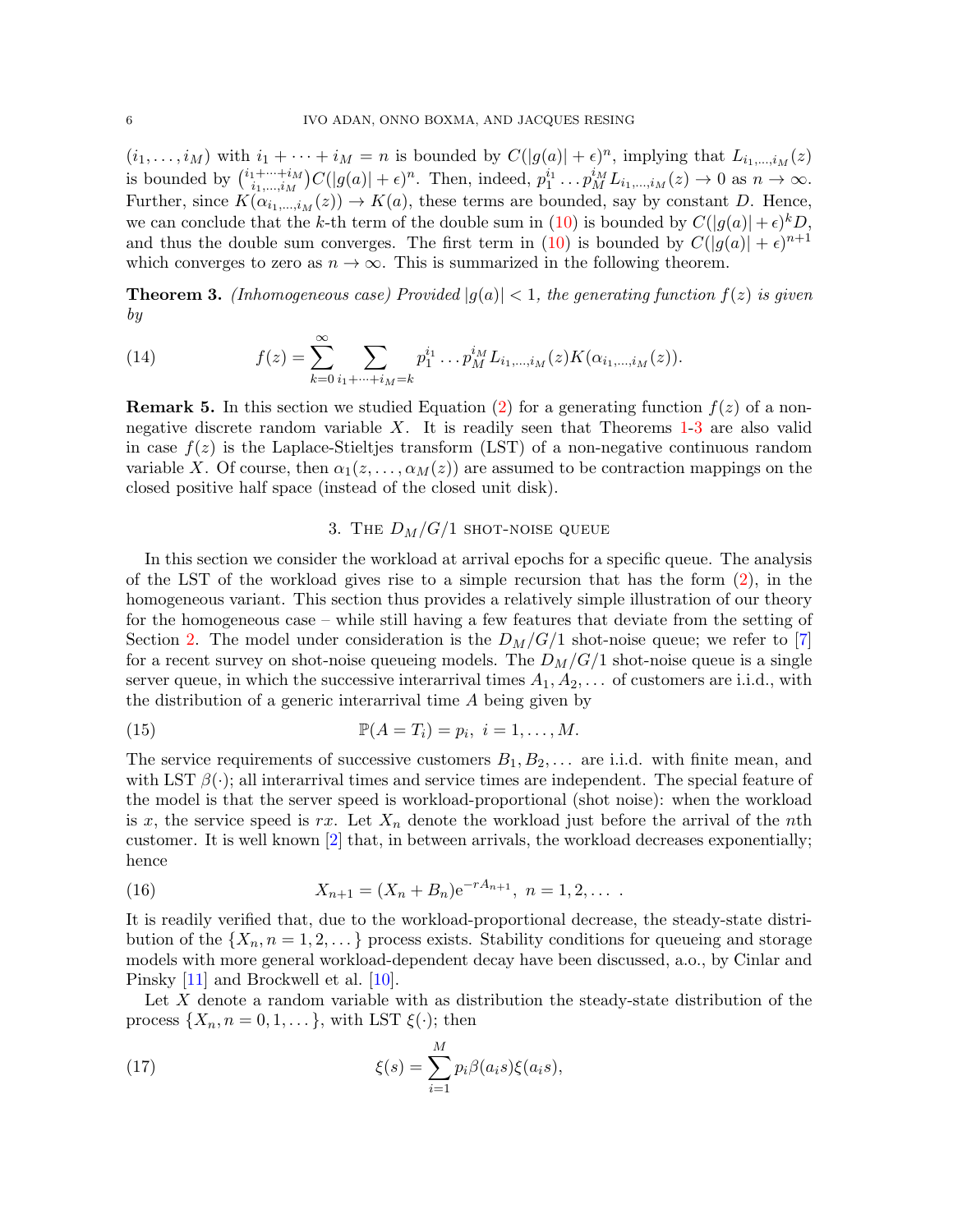$(i_1,\dots,i_M)$ with $i_1+\dots+i_M=n$ is bounded by $C(|g(a)|+\epsilon)^n$, implying that $L_{i_1,\dots,i_M}(z)$ is bounded by $\binom{i_1+\dots+i_M}{i_1,\dots,i_M}C(|g(a)|+\epsilon)^n$. Then, indeed, $p_1^{i_1}\dots p_M^{i_M}L_{i_1,\dots,i_M}(z)\to 0$ as $n\to\infty$. Further, since $K(\alpha_{i_1,\dots,i_M}(z))\to K(a)$, these terms are bounded, say by constant $D$. Hence, we can conclude that the $k$-th term of the double sum in (10) is bounded by $C(|g(a)|+\epsilon)^k D$, and thus the double sum converges. The first term in (10) is bounded by $C(|g(a)|+\epsilon)^{n+1}$ which converges to zero as $n\to\infty$. This is summarized in the following theorem.

**Theorem 3.** *(Inhomogeneous case) Provided $|g(a)|<1$, the generating function $f(z)$ is given by*

$$f(z)=\sum_{k=0}^{\infty}\sum_{i_1+\dots+i_M=k}p_1^{i_1}\dots p_M^{i_M}L_{i_1,\dots,i_M}(z)K(\alpha_{i_1,\dots,i_M}(z)). \tag{14}$$

**Remark 5.** In this section we studied Equation (2) for a generating function $f(z)$ of a non-negative discrete random variable $X$. It is readily seen that Theorems 1-3 are also valid in case $f(z)$ is the Laplace-Stieltjes transform (LST) of a non-negative continuous random variable $X$. Of course, then $\alpha_1(z,\dots,\alpha_M(z))$ are assumed to be contraction mappings on the closed positive half space (instead of the closed unit disk).

## 3. The $D_M/G/1$ shot-noise queue

In this section we consider the workload at arrival epochs for a specific queue. The analysis of the LST of the workload gives rise to a simple recursion that has the form (2), in the homogeneous variant. This section thus provides a relatively simple illustration of our theory for the homogeneous case – while still having a few features that deviate from the setting of Section 2. The model under consideration is the $D_M/G/1$ shot-noise queue; we refer to [7] for a recent survey on shot-noise queueing models. The $D_M/G/1$ shot-noise queue is a single server queue, in which the successive interarrival times $A_1,A_2,\dots$ of customers are i.i.d., with the distribution of a generic interarrival time $A$ being given by

$$\mathbb{P}(A=T_i)=p_i,\ i=1,\dots,M. \tag{15}$$

The service requirements of successive customers $B_1,B_2,\dots$ are i.i.d. with finite mean, and with LST $\beta(\cdot)$; all interarrival times and service times are independent. The special feature of the model is that the server speed is workload-proportional (shot noise): when the workload is $x$, the service speed is $rx$. Let $X_n$ denote the workload just before the arrival of the $n$th customer. It is well known [2] that, in between arrivals, the workload decreases exponentially; hence

$$X_{n+1}=(X_n+B_n)\mathrm{e}^{-rA_{n+1}},\ n=1,2,\dots\ . \tag{16}$$

It is readily verified that, due to the workload-proportional decrease, the steady-state distribution of the $\{X_n,n=1,2,\dots\}$ process exists. Stability conditions for queueing and storage models with more general workload-dependent decay have been discussed, a.o., by Cinlar and Pinsky [11] and Brockwell et al. [10].

Let $X$ denote a random variable with as distribution the steady-state distribution of the process $\{X_n,n=0,1,\dots\}$, with LST $\xi(\cdot)$; then

$$\xi(s)=\sum_{i=1}^{M}p_i\beta(a_is)\xi(a_is), \tag{17}$$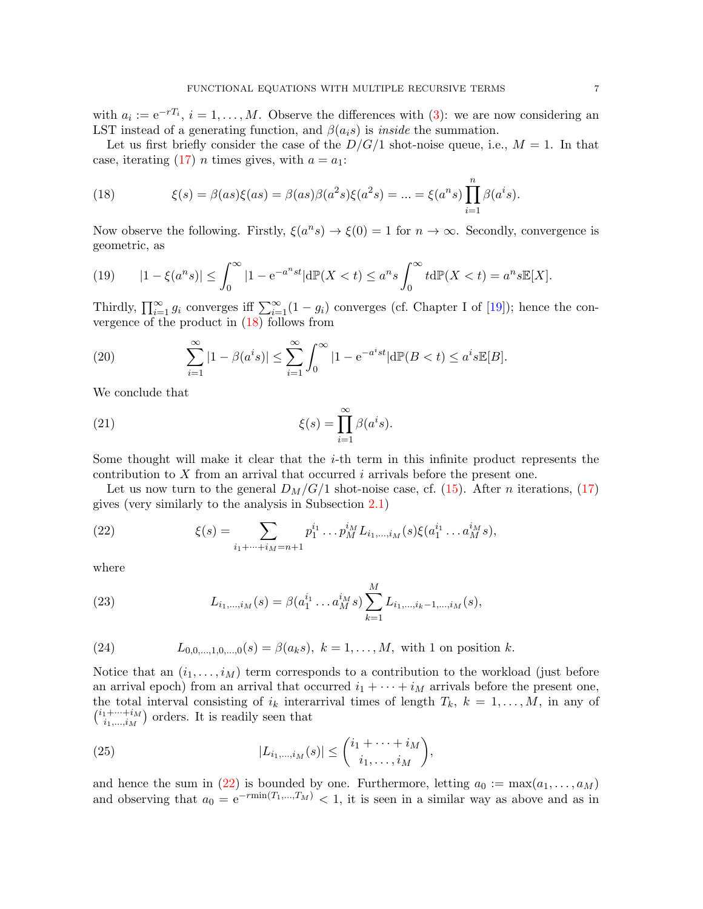with $a_i := \mathrm{e}^{-rT_i}$, $i = 1, \ldots, M$. Observe the differences with (3): we are now considering an LST instead of a generating function, and $\beta(a_i s)$ is *inside* the summation.

Let us first briefly consider the case of the $D/G/1$ shot-noise queue, i.e., $M = 1$. In that case, iterating (17) $n$ times gives, with $a = a_1$:

$$\xi(s) = \beta(as)\xi(as) = \beta(as)\beta(a^2 s)\xi(a^2 s) = \ldots = \xi(a^n s)\prod_{i=1}^{n}\beta(a^i s). \tag{18}$$

Now observe the following. Firstly, $\xi(a^n s) \to \xi(0) = 1$ for $n \to \infty$. Secondly, convergence is geometric, as

$$|1 - \xi(a^n s)| \le \int_0^\infty |1 - \mathrm{e}^{-a^n st}| \mathrm{d}\mathbb{P}(X < t) \le a^n s \int_0^\infty t \mathrm{d}\mathbb{P}(X < t) = a^n s \mathbb{E}[X]. \tag{19}$$

Thirdly, $\prod_{i=1}^\infty g_i$ converges iff $\sum_{i=1}^\infty (1 - g_i)$ converges (cf. Chapter I of [19]); hence the convergence of the product in (18) follows from

$$\sum_{i=1}^\infty |1 - \beta(a^i s)| \le \sum_{i=1}^\infty \int_0^\infty |1 - \mathrm{e}^{-a^i st}| \mathrm{d}\mathbb{P}(B < t) \le a^i s \mathbb{E}[B]. \tag{20}$$

We conclude that

$$\xi(s) = \prod_{i=1}^\infty \beta(a^i s). \tag{21}$$

Some thought will make it clear that the $i$-th term in this infinite product represents the contribution to $X$ from an arrival that occurred $i$ arrivals before the present one.

Let us now turn to the general $D_M/G/1$ shot-noise case, cf. (15). After $n$ iterations, (17) gives (very similarly to the analysis in Subsection 2.1)

$$\xi(s) = \sum_{i_1 + \cdots + i_M = n+1} p_1^{i_1} \ldots p_M^{i_M} L_{i_1,\ldots,i_M}(s)\xi(a_1^{i_1} \ldots a_M^{i_M} s), \tag{22}$$

where

$$L_{i_1,\ldots,i_M}(s) = \beta(a_1^{i_1} \ldots a_M^{i_M} s)\sum_{k=1}^M L_{i_1,\ldots,i_k - 1,\ldots,i_M}(s), \tag{23}$$

$$L_{0,0,\ldots,1,0,\ldots,0}(s) = \beta(a_k s),\ k = 1, \ldots, M,\ \text{with 1 on position } k. \tag{24}$$

Notice that an $(i_1, \ldots, i_M)$ term corresponds to a contribution to the workload (just before an arrival epoch) from an arrival that occurred $i_1 + \cdots + i_M$ arrivals before the present one, the total interval consisting of $i_k$ interarrival times of length $T_k$, $k = 1, \ldots, M$, in any of $\binom{i_1 + \cdots + i_M}{i_1, \ldots, i_M}$ orders. It is readily seen that

$$|L_{i_1,\ldots,i_M}(s)| \le \binom{i_1 + \cdots + i_M}{i_1, \ldots, i_M}, \tag{25}$$

and hence the sum in (22) is bounded by one. Furthermore, letting $a_0 := \max(a_1, \ldots, a_M)$ and observing that $a_0 = \mathrm{e}^{-r\min(T_1,\ldots,T_M)} < 1$, it is seen in a similar way as above and as in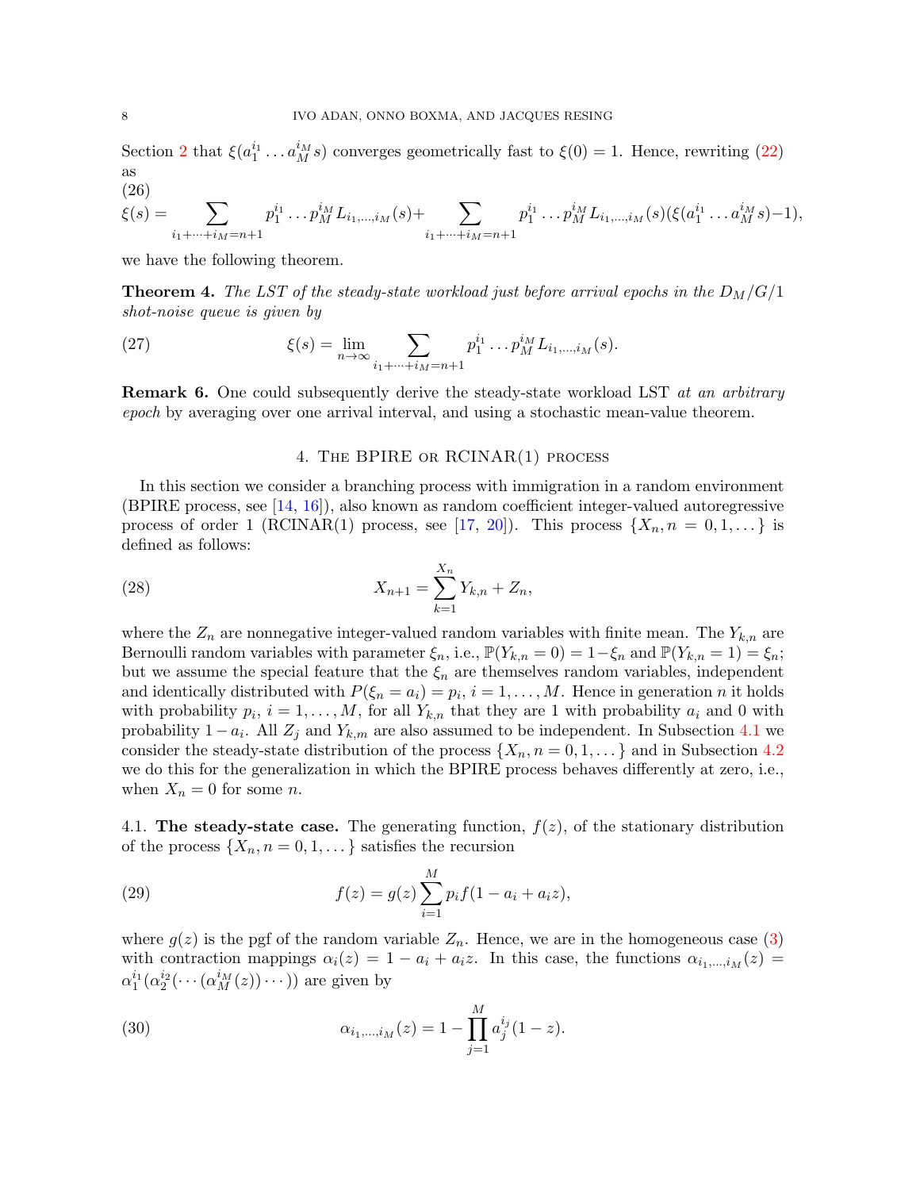Section 2 that $\xi(a_1^{i_1}\dots a_M^{i_M}s)$ converges geometrically fast to $\xi(0)=1$. Hence, rewriting (22) as

(26)

$$\xi(s) = \sum_{i_1+\dots+i_M=n+1} p_1^{i_1}\dots p_M^{i_M} L_{i_1,\dots,i_M}(s) + \sum_{i_1+\dots+i_M=n+1} p_1^{i_1}\dots p_M^{i_M} L_{i_1,\dots,i_M}(s)(\xi(a_1^{i_1}\dots a_M^{i_M}s)-1),$$

we have the following theorem.

**Theorem 4.** *The LST of the steady-state workload just before arrival epochs in the $D_M/G/1$ shot-noise queue is given by*

$$\xi(s) = \lim_{n\to\infty} \sum_{i_1+\dots+i_M=n+1} p_1^{i_1}\dots p_M^{i_M} L_{i_1,\dots,i_M}(s). \tag{27}$$

**Remark 6.** One could subsequently derive the steady-state workload LST *at an arbitrary epoch* by averaging over one arrival interval, and using a stochastic mean-value theorem.

## 4. The BPIRE or RCINAR(1) process

In this section we consider a branching process with immigration in a random environment (BPIRE process, see [14, 16]), also known as random coefficient integer-valued autoregressive process of order 1 (RCINAR(1) process, see [17, 20]). This process $\{X_n, n=0,1,\dots\}$ is defined as follows:

$$X_{n+1} = \sum_{k=1}^{X_n} Y_{k,n} + Z_n, \tag{28}$$

where the $Z_n$ are nonnegative integer-valued random variables with finite mean. The $Y_{k,n}$ are Bernoulli random variables with parameter $\xi_n$, i.e., $\mathbb{P}(Y_{k,n}=0)=1-\xi_n$ and $\mathbb{P}(Y_{k,n}=1)=\xi_n$; but we assume the special feature that the $\xi_n$ are themselves random variables, independent and identically distributed with $P(\xi_n=a_i)=p_i$, $i=1,\dots,M$. Hence in generation $n$ it holds with probability $p_i$, $i=1,\dots,M$, for all $Y_{k,n}$ that they are 1 with probability $a_i$ and 0 with probability $1-a_i$. All $Z_j$ and $Y_{k,m}$ are also assumed to be independent. In Subsection 4.1 we consider the steady-state distribution of the process $\{X_n, n=0,1,\dots\}$ and in Subsection 4.2 we do this for the generalization in which the BPIRE process behaves differently at zero, i.e., when $X_n=0$ for some $n$.

### 4.1. The steady-state case.

The generating function, $f(z)$, of the stationary distribution of the process $\{X_n, n=0,1,\dots\}$ satisfies the recursion

$$f(z) = g(z)\sum_{i=1}^{M} p_i f(1-a_i+a_i z), \tag{29}$$

where $g(z)$ is the pgf of the random variable $Z_n$. Hence, we are in the homogeneous case (3) with contraction mappings $\alpha_i(z)=1-a_i+a_i z$. In this case, the functions $\alpha_{i_1,\dots,i_M}(z) = \alpha_1^{i_1}(\alpha_2^{i_2}(\cdots(\alpha_M^{i_M}(z))\cdots))$ are given by

$$\alpha_{i_1,\dots,i_M}(z) = 1-\prod_{j=1}^{M} a_j^{i_j}(1-z). \tag{30}$$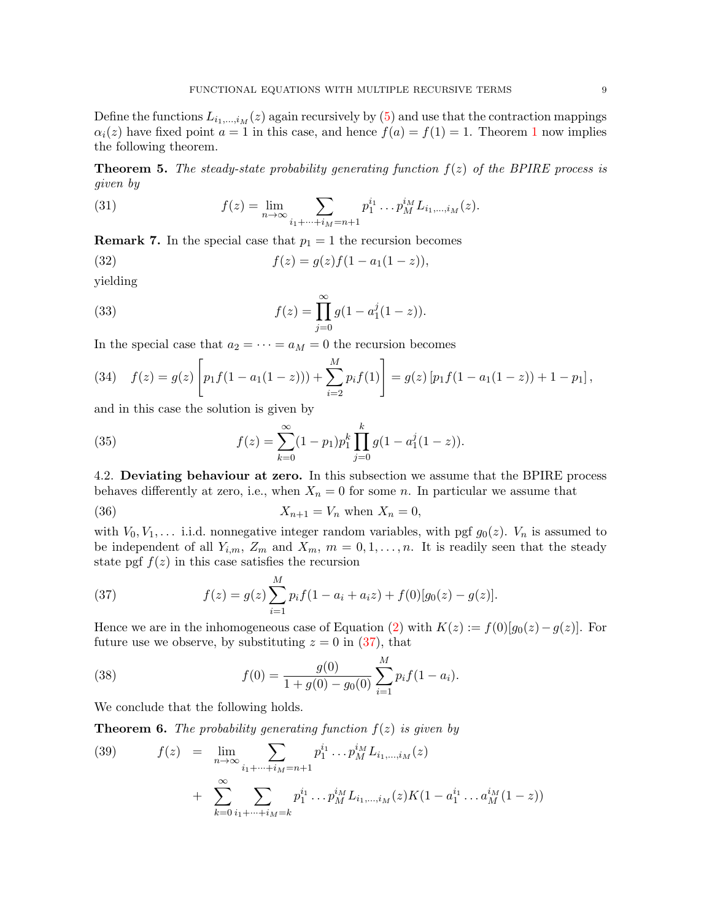Define the functions $L_{i_1,\dots,i_M}(z)$ again recursively by (5) and use that the contraction mappings $\alpha_i(z)$ have fixed point $a = 1$ in this case, and hence $f(a) = f(1) = 1$. Theorem 1 now implies the following theorem.

**Theorem 5.** *The steady-state probability generating function $f(z)$ of the BPIRE process is given by*

$$f(z) = \lim_{n\to\infty} \sum_{i_1+\dots+i_M=n+1} p_1^{i_1} \dots p_M^{i_M} L_{i_1,\dots,i_M}(z). \tag{31}$$

**Remark 7.** In the special case that $p_1 = 1$ the recursion becomes

$$f(z) = g(z) f(1 - a_1(1 - z)), \tag{32}$$

yielding

$$f(z) = \prod_{j=0}^{\infty} g(1 - a_1^j(1 - z)). \tag{33}$$

In the special case that $a_2 = \dots = a_M = 0$ the recursion becomes

$$f(z) = g(z)\left[p_1 f(1 - a_1(1 - z))) + \sum_{i=2}^{M} p_i f(1)\right] = g(z)\left[p_1 f(1 - a_1(1 - z)) + 1 - p_1\right], \tag{34}$$

and in this case the solution is given by

$$f(z) = \sum_{k=0}^{\infty} (1 - p_1) p_1^k \prod_{j=0}^{k} g(1 - a_1^j(1 - z)). \tag{35}$$

### 4.2. Deviating behaviour at zero.

In this subsection we assume that the BPIRE process behaves differently at zero, i.e., when $X_n = 0$ for some $n$. In particular we assume that

$$X_{n+1} = V_n \text{ when } X_n = 0, \tag{36}$$

with $V_0, V_1, \dots$ i.i.d. nonnegative integer random variables, with pgf $g_0(z)$. $V_n$ is assumed to be independent of all $Y_{i,m}$, $Z_m$ and $X_m$, $m = 0, 1, \dots, n$. It is readily seen that the steady state pgf $f(z)$ in this case satisfies the recursion

$$f(z) = g(z) \sum_{i=1}^{M} p_i f(1 - a_i + a_i z) + f(0)[g_0(z) - g(z)]. \tag{37}$$

Hence we are in the inhomogeneous case of Equation (2) with $K(z) := f(0)[g_0(z) - g(z)]$. For future use we observe, by substituting $z = 0$ in (37), that

$$f(0) = \frac{g(0)}{1 + g(0) - g_0(0)} \sum_{i=1}^{M} p_i f(1 - a_i). \tag{38}$$

We conclude that the following holds.

**Theorem 6.** *The probability generating function $f(z)$ is given by*

$$\begin{aligned} f(z) &= \lim_{n\to\infty} \sum_{i_1+\dots+i_M=n+1} p_1^{i_1} \dots p_M^{i_M} L_{i_1,\dots,i_M}(z) \\ &+ \sum_{k=0}^{\infty} \sum_{i_1+\dots+i_M=k} p_1^{i_1} \dots p_M^{i_M} L_{i_1,\dots,i_M}(z) K(1 - a_1^{i_1} \dots a_M^{i_M}(1 - z)) \end{aligned} \tag{39}$$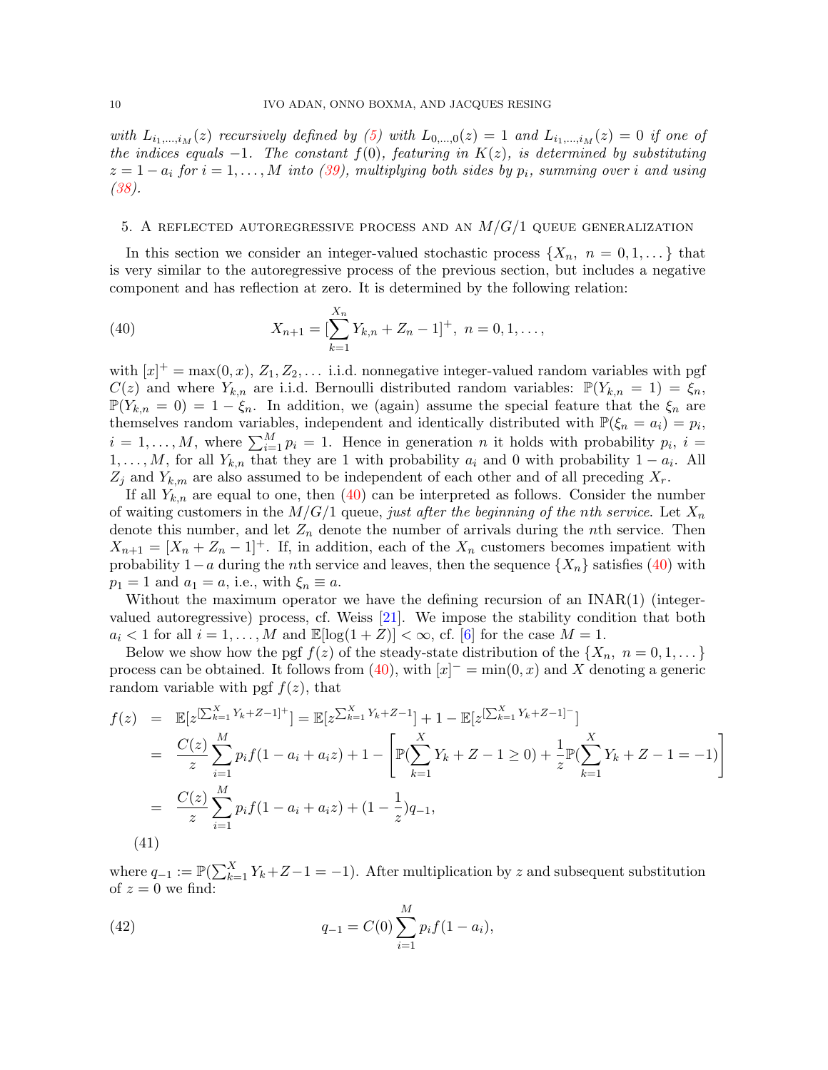*with $L_{i_1,\dots,i_M}(z)$ recursively defined by (5) with $L_{0,\dots,0}(z) = 1$ and $L_{i_1,\dots,i_M}(z) = 0$ if one of the indices equals $-1$. The constant $f(0)$, featuring in $K(z)$, is determined by substituting $z = 1 - a_i$ for $i = 1,\dots,M$ into (39), multiplying both sides by $p_i$, summing over $i$ and using (38).*

## 5. A reflected autoregressive process and an $M/G/1$ queue generalization

In this section we consider an integer-valued stochastic process $\{X_n,\ n = 0, 1, \dots\}$ that is very similar to the autoregressive process of the previous section, but includes a negative component and has reflection at zero. It is determined by the following relation:

$$X_{n+1} = [\sum_{k=1}^{X_n} Y_{k,n} + Z_n - 1]^+,\ n = 0, 1, \dots, \tag{40}$$

with $[x]^+ = \max(0, x)$, $Z_1, Z_2, \dots$ i.i.d. nonnegative integer-valued random variables with pgf $C(z)$ and where $Y_{k,n}$ are i.i.d. Bernoulli distributed random variables: $\mathbb{P}(Y_{k,n} = 1) = \xi_n$, $\mathbb{P}(Y_{k,n} = 0) = 1 - \xi_n$. In addition, we (again) assume the special feature that the $\xi_n$ are themselves random variables, independent and identically distributed with $\mathbb{P}(\xi_n = a_i) = p_i$, $i = 1, \dots, M$, where $\sum_{i=1}^{M} p_i = 1$. Hence in generation $n$ it holds with probability $p_i$, $i = 1, \dots, M$, for all $Y_{k,n}$ that they are 1 with probability $a_i$ and 0 with probability $1 - a_i$. All $Z_j$ and $Y_{k,m}$ are also assumed to be independent of each other and of all preceding $X_r$.

If all $Y_{k,n}$ are equal to one, then (40) can be interpreted as follows. Consider the number of waiting customers in the $M/G/1$ queue, *just after the beginning of the nth service.* Let $X_n$ denote this number, and let $Z_n$ denote the number of arrivals during the $n$th service. Then $X_{n+1} = [X_n + Z_n - 1]^+$. If, in addition, each of the $X_n$ customers becomes impatient with probability $1 - a$ during the $n$th service and leaves, then the sequence $\{X_n\}$ satisfies (40) with $p_1 = 1$ and $a_1 = a$, i.e., with $\xi_n \equiv a$.

Without the maximum operator we have the defining recursion of an INAR(1) (integer-valued autoregressive) process, cf. Weiss [21]. We impose the stability condition that both $a_i < 1$ for all $i = 1, \dots, M$ and $\mathbb{E}[\log(1 + Z)] < \infty$, cf. [6] for the case $M = 1$.

Below we show how the pgf $f(z)$ of the steady-state distribution of the $\{X_n,\ n = 0, 1, \dots\}$ process can be obtained. It follows from (40), with $[x]^- = \min(0, x)$ and $X$ denoting a generic random variable with pgf $f(z)$, that

$$\begin{aligned}
f(z) &= \mathbb{E}[z^{[\sum_{k=1}^{X} Y_k + Z - 1]^+}] = \mathbb{E}[z^{\sum_{k=1}^{X} Y_k + Z - 1}] + 1 - \mathbb{E}[z^{[\sum_{k=1}^{X} Y_k + Z - 1]^-}] \\
&= \frac{C(z)}{z} \sum_{i=1}^{M} p_i f(1 - a_i + a_i z) + 1 - \left[ \mathbb{P}(\sum_{k=1}^{X} Y_k + Z - 1 \geq 0) + \frac{1}{z} \mathbb{P}(\sum_{k=1}^{X} Y_k + Z - 1 = -1) \right] \\
&= \frac{C(z)}{z} \sum_{i=1}^{M} p_i f(1 - a_i + a_i z) + (1 - \frac{1}{z}) q_{-1},
\end{aligned} \tag{41}$$

where $q_{-1} := \mathbb{P}(\sum_{k=1}^{X} Y_k + Z - 1 = -1)$. After multiplication by $z$ and subsequent substitution of $z = 0$ we find:

$$q_{-1} = C(0) \sum_{i=1}^{M} p_i f(1 - a_i), \tag{42}$$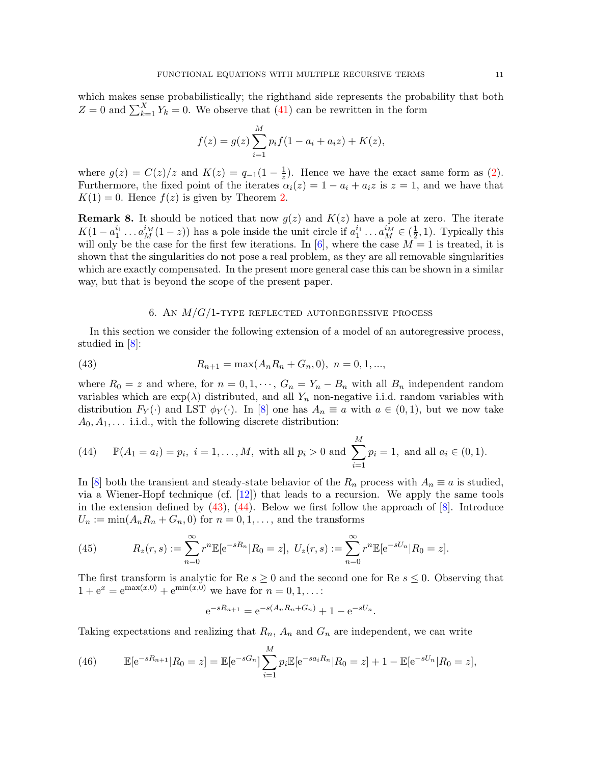which makes sense probabilistically; the righthand side represents the probability that both $Z = 0$ and $\sum_{k=1}^{X} Y_k = 0$. We observe that (41) can be rewritten in the form

$$f(z) = g(z) \sum_{i=1}^{M} p_i f(1 - a_i + a_i z) + K(z),$$

where $g(z) = C(z)/z$ and $K(z) = q_{-1}(1 - \frac{1}{z})$. Hence we have the exact same form as (2). Furthermore, the fixed point of the iterates $\alpha_i(z) = 1 - a_i + a_i z$ is $z = 1$, and we have that $K(1) = 0$. Hence $f(z)$ is given by Theorem 2.

**Remark 8.** It should be noticed that now $g(z)$ and $K(z)$ have a pole at zero. The iterate $K(1 - a_1^{i_1} \dots a_M^{i_M}(1 - z))$ has a pole inside the unit circle if $a_1^{i_1} \dots a_M^{i_M} \in (\frac{1}{2}, 1)$. Typically this will only be the case for the first few iterations. In [6], where the case $M = 1$ is treated, it is shown that the singularities do not pose a real problem, as they are all removable singularities which are exactly compensated. In the present more general case this can be shown in a similar way, but that is beyond the scope of the present paper.

## 6. An $M/G/1$-type reflected autoregressive process

In this section we consider the following extension of a model of an autoregressive process, studied in [8]:

$$R_{n+1} = \max(A_n R_n + G_n, 0), \ n = 0, 1, ..., \tag{43}$$

where $R_0 = z$ and where, for $n = 0, 1, \cdots$, $G_n = Y_n - B_n$ with all $B_n$ independent random variables which are $\exp(\lambda)$ distributed, and all $Y_n$ non-negative i.i.d. random variables with distribution $F_Y(\cdot)$ and LST $\phi_Y(\cdot)$. In [8] one has $A_n \equiv a$ with $a \in (0, 1)$, but we now take $A_0, A_1, \dots$ i.i.d., with the following discrete distribution:

$$\mathbb{P}(A_1 = a_i) = p_i, \ i = 1, \dots, M, \text{ with all } p_i > 0 \text{ and } \sum_{i=1}^{M} p_i = 1, \text{ and all } a_i \in (0, 1). \tag{44}$$

In [8] both the transient and steady-state behavior of the $R_n$ process with $A_n \equiv a$ is studied, via a Wiener-Hopf technique (cf. [12]) that leads to a recursion. We apply the same tools in the extension defined by (43), (44). Below we first follow the approach of [8]. Introduce $U_n := \min(A_n R_n + G_n, 0)$ for $n = 0, 1, \dots$, and the transforms

$$R_z(r, s) := \sum_{n=0}^{\infty} r^n \mathbb{E}[\mathrm{e}^{-sR_n} | R_0 = z], \ U_z(r, s) := \sum_{n=0}^{\infty} r^n \mathbb{E}[\mathrm{e}^{-sU_n} | R_0 = z]. \tag{45}$$

The first transform is analytic for Re $s \geq 0$ and the second one for Re $s \leq 0$. Observing that $1 + \mathrm{e}^x = \mathrm{e}^{\max(x,0)} + \mathrm{e}^{\min(x,0)}$ we have for $n = 0, 1, \dots$:

$$\mathrm{e}^{-sR_{n+1}} = \mathrm{e}^{-s(A_n R_n + G_n)} + 1 - \mathrm{e}^{-sU_n}.$$

Taking expectations and realizing that $R_n$, $A_n$ and $G_n$ are independent, we can write

$$\mathbb{E}[\mathrm{e}^{-sR_{n+1}} | R_0 = z] = \mathbb{E}[\mathrm{e}^{-sG_n}] \sum_{i=1}^{M} p_i \mathbb{E}[\mathrm{e}^{-sa_i R_n} | R_0 = z] + 1 - \mathbb{E}[\mathrm{e}^{-sU_n} | R_0 = z], \tag{46}$$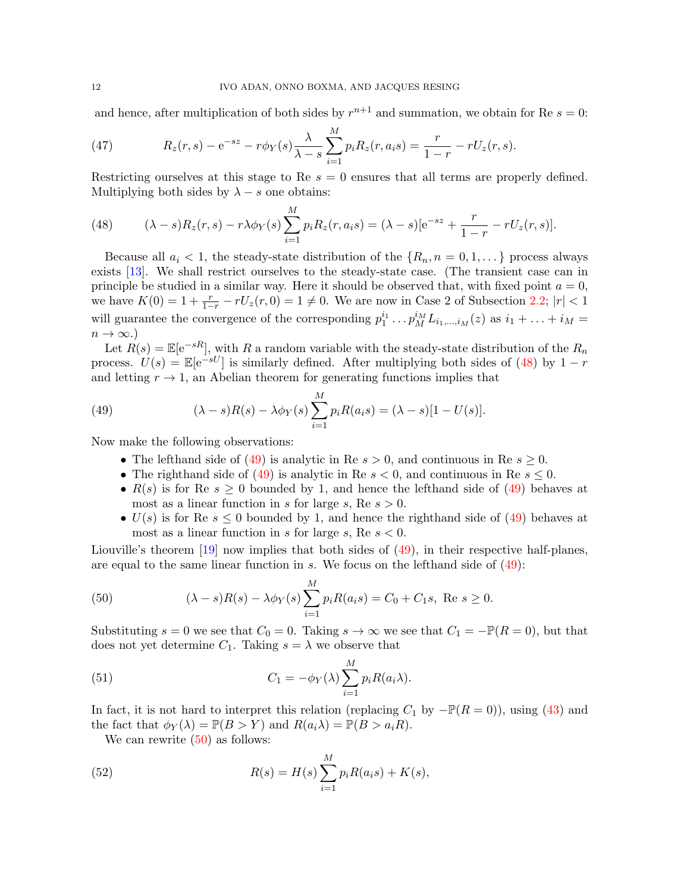and hence, after multiplication of both sides by $r^{n+1}$ and summation, we obtain for Re $s = 0$:

$$R_z(r,s) - \mathrm{e}^{-sz} - r\phi_Y(s)\frac{\lambda}{\lambda - s}\sum_{i=1}^{M} p_i R_z(r, a_i s) = \frac{r}{1-r} - rU_z(r,s). \tag{47}$$

Restricting ourselves at this stage to Re $s = 0$ ensures that all terms are properly defined. Multiplying both sides by $\lambda - s$ one obtains:

$$(\lambda - s)R_z(r,s) - r\lambda\phi_Y(s)\sum_{i=1}^{M} p_i R_z(r, a_i s) = (\lambda - s)[\mathrm{e}^{-sz} + \frac{r}{1-r} - rU_z(r,s)]. \tag{48}$$

Because all $a_i < 1$, the steady-state distribution of the $\{R_n, n = 0, 1, \dots\}$ process always exists [13]. We shall restrict ourselves to the steady-state case. (The transient case can in principle be studied in a similar way. Here it should be observed that, with fixed point $a = 0$, we have $K(0) = 1 + \frac{r}{1-r} - rU_z(r, 0) = 1 \neq 0$. We are now in Case 2 of Subsection 2.2; $|r| < 1$ will guarantee the convergence of the corresponding $p_1^{i_1} \dots p_M^{i_M} L_{i_1,\dots,i_M}(z)$ as $i_1 + \ldots + i_M = n \to \infty$.)

Let $R(s) = \mathbb{E}[\mathrm{e}^{-sR}]$, with $R$ a random variable with the steady-state distribution of the $R_n$ process. $U(s) = \mathbb{E}[\mathrm{e}^{-sU}]$ is similarly defined. After multiplying both sides of (48) by $1 - r$ and letting $r \to 1$, an Abelian theorem for generating functions implies that

$$(\lambda - s)R(s) - \lambda\phi_Y(s)\sum_{i=1}^{M} p_i R(a_i s) = (\lambda - s)[1 - U(s)]. \tag{49}$$

Now make the following observations:

- The lefthand side of (49) is analytic in Re $s > 0$, and continuous in Re $s \geq 0$.
- The righthand side of (49) is analytic in Re $s < 0$, and continuous in Re $s \leq 0$.
- $R(s)$ is for Re $s \geq 0$ bounded by 1, and hence the lefthand side of (49) behaves at most as a linear function in $s$ for large $s$, Re $s > 0$.
- $U(s)$ is for Re $s \leq 0$ bounded by 1, and hence the righthand side of (49) behaves at most as a linear function in $s$ for large $s$, Re $s < 0$.

Liouville's theorem [19] now implies that both sides of (49), in their respective half-planes, are equal to the same linear function in $s$. We focus on the lefthand side of (49):

$$(\lambda - s)R(s) - \lambda\phi_Y(s)\sum_{i=1}^{M} p_i R(a_i s) = C_0 + C_1 s, \text{ Re } s \geq 0. \tag{50}$$

Substituting $s = 0$ we see that $C_0 = 0$. Taking $s \to \infty$ we see that $C_1 = -\mathbb{P}(R = 0)$, but that does not yet determine $C_1$. Taking $s = \lambda$ we observe that

$$C_1 = -\phi_Y(\lambda)\sum_{i=1}^{M} p_i R(a_i\lambda). \tag{51}$$

In fact, it is not hard to interpret this relation (replacing $C_1$ by $-\mathbb{P}(R = 0)$), using (43) and the fact that $\phi_Y(\lambda) = \mathbb{P}(B > Y)$ and $R(a_i\lambda) = \mathbb{P}(B > a_i R)$.

We can rewrite (50) as follows:

$$R(s) = H(s)\sum_{i=1}^{M} p_i R(a_i s) + K(s), \tag{52}$$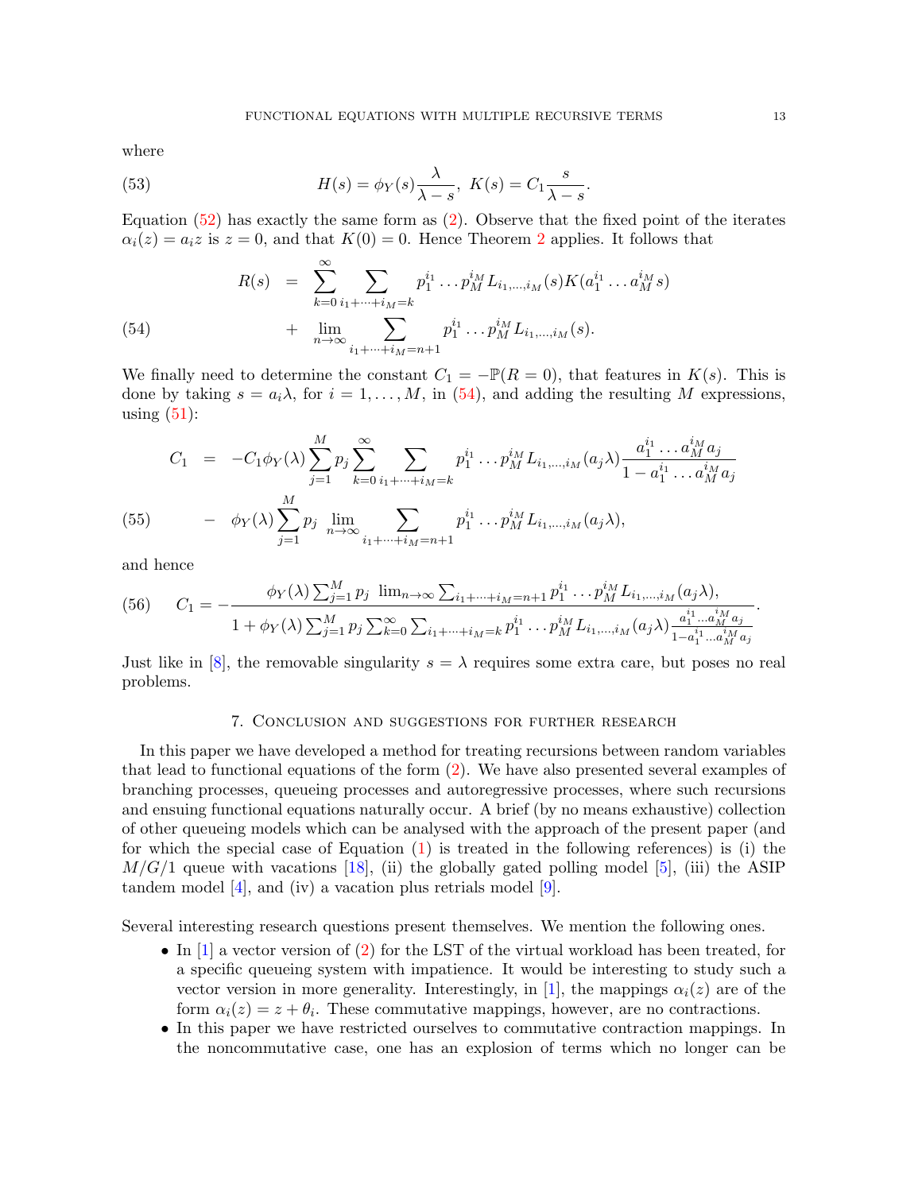where

$$H(s) = \phi_Y(s)\frac{\lambda}{\lambda - s},\ K(s) = C_1\frac{s}{\lambda - s}. \tag{53}$$

Equation (52) has exactly the same form as (2). Observe that the fixed point of the iterates $\alpha_i(z) = a_i z$ is $z = 0$, and that $K(0) = 0$. Hence Theorem 2 applies. It follows that

$$\begin{aligned} R(s) &= \sum_{k=0}^{\infty} \sum_{i_1+\cdots+i_M=k} p_1^{i_1}\dots p_M^{i_M} L_{i_1,\dots,i_M}(s) K(a_1^{i_1}\dots a_M^{i_M} s) \\ &+ \lim_{n\to\infty} \sum_{i_1+\cdots+i_M=n+1} p_1^{i_1}\dots p_M^{i_M} L_{i_1,\dots,i_M}(s). \end{aligned} \tag{54}$$

We finally need to determine the constant $C_1 = -\mathbb{P}(R = 0)$, that features in $K(s)$. This is done by taking $s = a_i\lambda$, for $i = 1, \dots, M$, in (54), and adding the resulting $M$ expressions, using (51):

$$\begin{aligned} C_1 &= -C_1\phi_Y(\lambda)\sum_{j=1}^{M} p_j \sum_{k=0}^{\infty} \sum_{i_1+\cdots+i_M=k} p_1^{i_1}\dots p_M^{i_M} L_{i_1,\dots,i_M}(a_j\lambda)\frac{a_1^{i_1}\dots a_M^{i_M} a_j}{1 - a_1^{i_1}\dots a_M^{i_M} a_j} \\ &- \phi_Y(\lambda)\sum_{j=1}^{M} p_j \lim_{n\to\infty} \sum_{i_1+\cdots+i_M=n+1} p_1^{i_1}\dots p_M^{i_M} L_{i_1,\dots,i_M}(a_j\lambda), \end{aligned} \tag{55}$$

and hence

$$C_1 = -\frac{\phi_Y(\lambda)\sum_{j=1}^{M} p_j\ \lim_{n\to\infty}\sum_{i_1+\cdots+i_M=n+1} p_1^{i_1}\dots p_M^{i_M} L_{i_1,\dots,i_M}(a_j\lambda),}{1 + \phi_Y(\lambda)\sum_{j=1}^{M} p_j \sum_{k=0}^{\infty}\sum_{i_1+\cdots+i_M=k} p_1^{i_1}\dots p_M^{i_M} L_{i_1,\dots,i_M}(a_j\lambda)\frac{a_1^{i_1}\dots a_M^{i_M} a_j}{1 - a_1^{i_1}\dots a_M^{i_M} a_j}}. \tag{56}$$

Just like in [8], the removable singularity $s = \lambda$ requires some extra care, but poses no real problems.

## 7. Conclusion and suggestions for further research

In this paper we have developed a method for treating recursions between random variables that lead to functional equations of the form (2). We have also presented several examples of branching processes, queueing processes and autoregressive processes, where such recursions and ensuing functional equations naturally occur. A brief (by no means exhaustive) collection of other queueing models which can be analysed with the approach of the present paper (and for which the special case of Equation (1) is treated in the following references) is (i) the $M/G/1$ queue with vacations [18], (ii) the globally gated polling model [5], (iii) the ASIP tandem model [4], and (iv) a vacation plus retrials model [9].

Several interesting research questions present themselves. We mention the following ones.

- In [1] a vector version of (2) for the LST of the virtual workload has been treated, for a specific queueing system with impatience. It would be interesting to study such a vector version in more generality. Interestingly, in [1], the mappings $\alpha_i(z)$ are of the form $\alpha_i(z) = z + \theta_i$. These commutative mappings, however, are no contractions.
- In this paper we have restricted ourselves to commutative contraction mappings. In the noncommutative case, one has an explosion of terms which no longer can be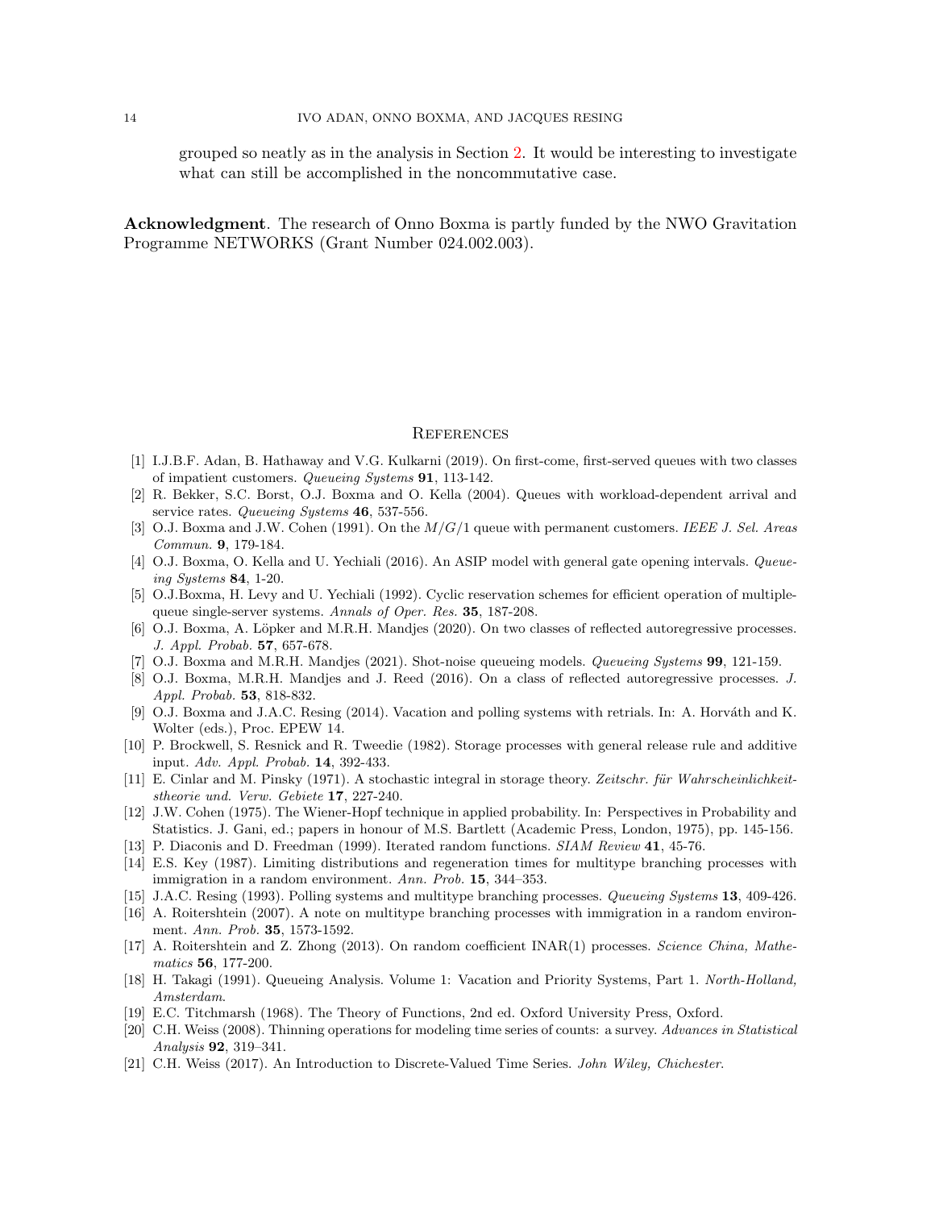grouped so neatly as in the analysis in Section 2. It would be interesting to investigate what can still be accomplished in the noncommutative case.

**Acknowledgment**. The research of Onno Boxma is partly funded by the NWO Gravitation Programme NETWORKS (Grant Number 024.002.003).

## References

[1] I.J.B.F. Adan, B. Hathaway and V.G. Kulkarni (2019). On first-come, first-served queues with two classes of impatient customers. *Queueing Systems* **91**, 113-142.

[2] R. Bekker, S.C. Borst, O.J. Boxma and O. Kella (2004). Queues with workload-dependent arrival and service rates. *Queueing Systems* **46**, 537-556.

[3] O.J. Boxma and J.W. Cohen (1991). On the $M/G/1$ queue with permanent customers. *IEEE J. Sel. Areas Commun.* **9**, 179-184.

[4] O.J. Boxma, O. Kella and U. Yechiali (2016). An ASIP model with general gate opening intervals. *Queueing Systems* **84**, 1-20.

[5] O.J.Boxma, H. Levy and U. Yechiali (1992). Cyclic reservation schemes for efficient operation of multiple-queue single-server systems. *Annals of Oper. Res.* **35**, 187-208.

[6] O.J. Boxma, A. Löpker and M.R.H. Mandjes (2020). On two classes of reflected autoregressive processes. *J. Appl. Probab.* **57**, 657-678.

[7] O.J. Boxma and M.R.H. Mandjes (2021). Shot-noise queueing models. *Queueing Systems* **99**, 121-159.

[8] O.J. Boxma, M.R.H. Mandjes and J. Reed (2016). On a class of reflected autoregressive processes. *J. Appl. Probab.* **53**, 818-832.

[9] O.J. Boxma and J.A.C. Resing (2014). Vacation and polling systems with retrials. In: A. Horváth and K. Wolter (eds.), Proc. EPEW 14.

[10] P. Brockwell, S. Resnick and R. Tweedie (1982). Storage processes with general release rule and additive input. *Adv. Appl. Probab.* **14**, 392-433.

[11] E. Cinlar and M. Pinsky (1971). A stochastic integral in storage theory. *Zeitschr. für Wahrscheinlichkeitstheorie und. Verw. Gebiete* **17**, 227-240.

[12] J.W. Cohen (1975). The Wiener-Hopf technique in applied probability. In: Perspectives in Probability and Statistics. J. Gani, ed.; papers in honour of M.S. Bartlett (Academic Press, London, 1975), pp. 145-156.

[13] P. Diaconis and D. Freedman (1999). Iterated random functions. *SIAM Review* **41**, 45-76.

[14] E.S. Key (1987). Limiting distributions and regeneration times for multitype branching processes with immigration in a random environment. *Ann. Prob.* **15**, 344–353.

[15] J.A.C. Resing (1993). Polling systems and multitype branching processes. *Queueing Systems* **13**, 409-426.

[16] A. Roitershtein (2007). A note on multitype branching processes with immigration in a random environment. *Ann. Prob.* **35**, 1573-1592.

[17] A. Roitershtein and Z. Zhong (2013). On random coefficient INAR(1) processes. *Science China, Mathematics* **56**, 177-200.

[18] H. Takagi (1991). Queueing Analysis. Volume 1: Vacation and Priority Systems, Part 1. *North-Holland, Amsterdam*.

[19] E.C. Titchmarsh (1968). The Theory of Functions, 2nd ed. Oxford University Press, Oxford.

[20] C.H. Weiss (2008). Thinning operations for modeling time series of counts: a survey. *Advances in Statistical Analysis* **92**, 319–341.

[21] C.H. Weiss (2017). An Introduction to Discrete-Valued Time Series. *John Wiley, Chichester*.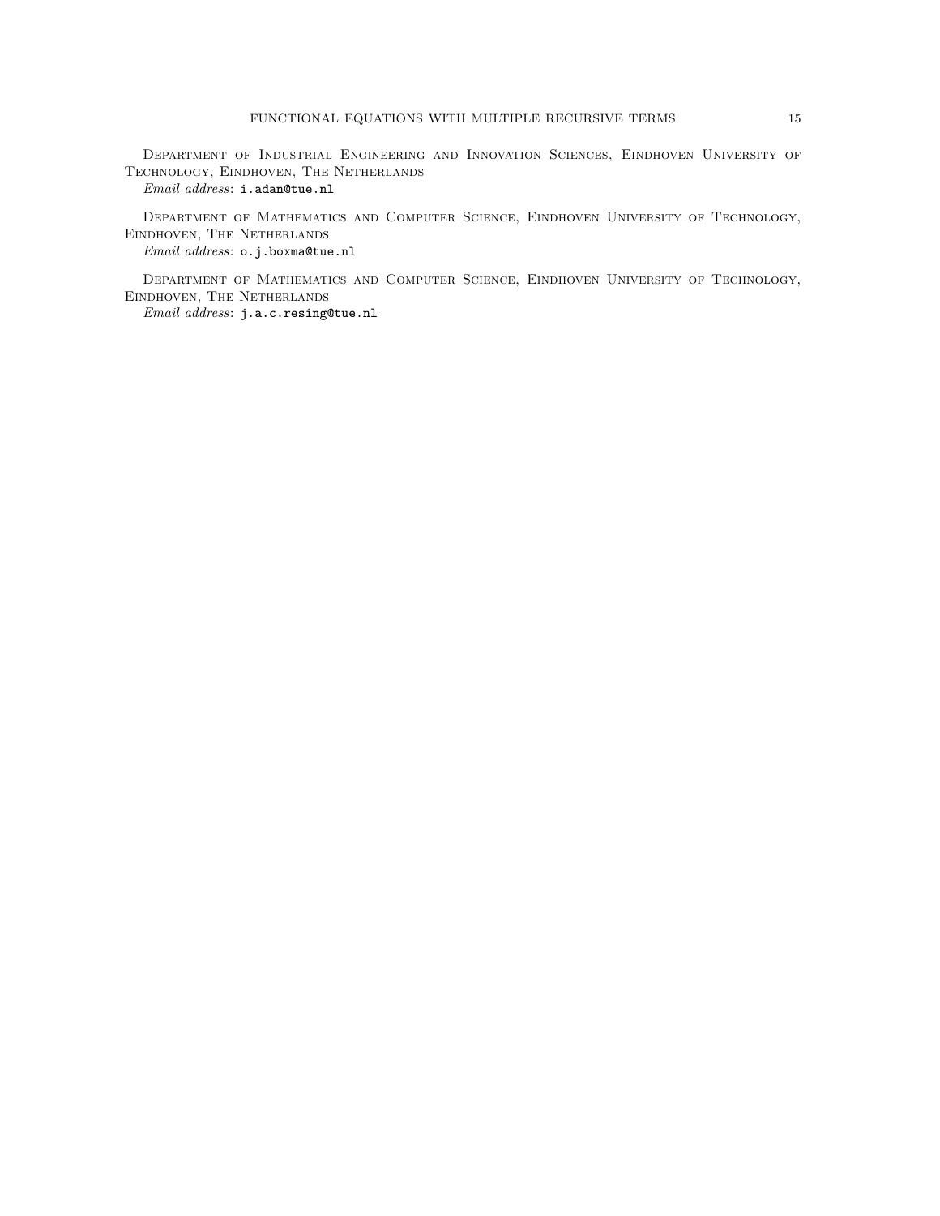Department of Industrial Engineering and Innovation Sciences, Eindhoven University of Technology, Eindhoven, The Netherlands
*Email address*: i.adan@tue.nl

Department of Mathematics and Computer Science, Eindhoven University of Technology, Eindhoven, The Netherlands
*Email address*: o.j.boxma@tue.nl

Department of Mathematics and Computer Science, Eindhoven University of Technology, Eindhoven, The Netherlands
*Email address*: j.a.c.resing@tue.nl